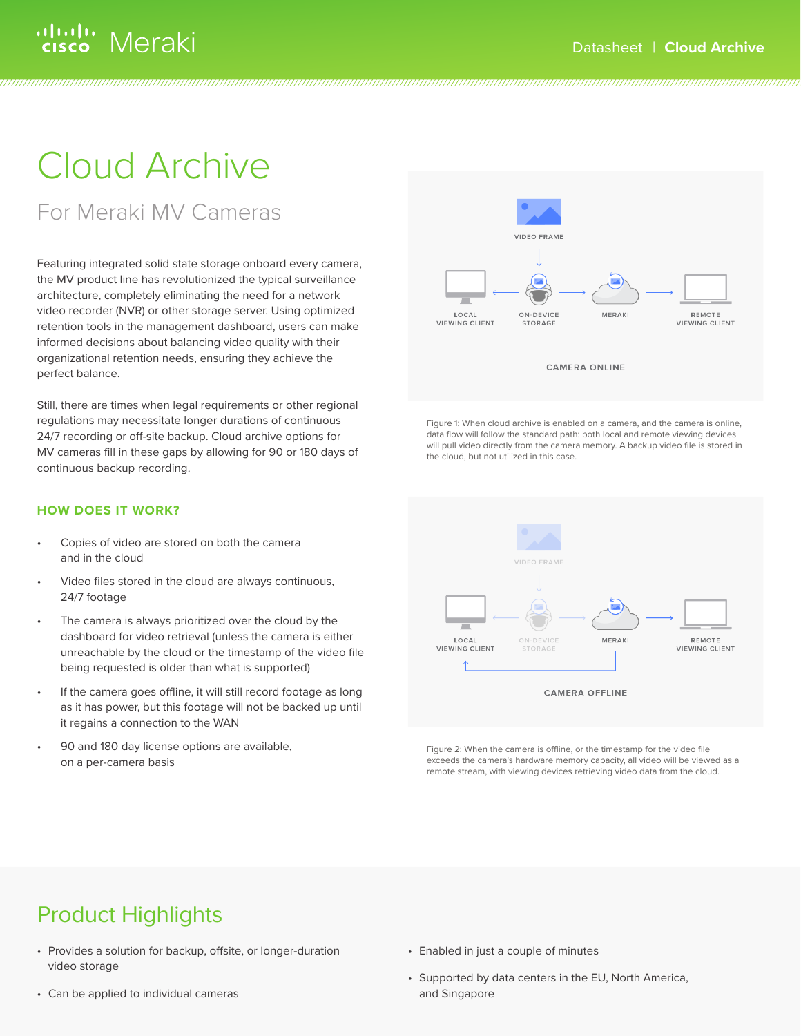# Cloud Archive

## For Meraki MV Cameras

Featuring integrated solid state storage onboard every camera, the MV product line has revolutionized the typical surveillance architecture, completely eliminating the need for a network video recorder (NVR) or other storage server. Using optimized retention tools in the management dashboard, users can make informed decisions about balancing video quality with their organizational retention needs, ensuring they achieve the perfect balance.

Still, there are times when legal requirements or other regional regulations may necessitate longer durations of continuous 24/7 recording or off-site backup. Cloud archive options for MV cameras fill in these gaps by allowing for 90 or 180 days of continuous backup recording.

### HOW DOES IT WORK?

- Copies of video are stored on both the camera and in the cloud
- Video files stored in the cloud are always continuous, 24/7 footage
- The camera is always prioritized over the cloud by the dashboard for video retrieval (unless the camera is either unreachable by the cloud or the timestamp of the video file being requested is older than what is supported)
- If the camera goes offline, it will still record footage as long as it has power, but this footage will not be backed up until it regains a connection to the WAN
- 90 and 180 day license options are available, on a per-camera basis

VIDEO FRAME

LOCAL VIEWING CLIENT | ON-DEVICE STORAGE | MERAKI | REMOTE VIEWING CLIENT

CAMERA ONLINE

Figure 1: When cloud archive is enabled on a camera, and the camera is online, data flow will follow the standard path: both local and remote viewing devices will pull video directly from the camera memory. A backup video file is stored in the cloud, but not utilized in this case.

VIDEO FRAME

LOCAL VIEWING CLIENT | ON-DEVICE STORAGE | MERAKI | REMOTE VIEWING CLIENT

CAMERA OFFLINE

Figure 2: When the camera is offline, or the timestamp for the video file exceeds the camera's hardware memory capacity, all video will be viewed as a remote stream, with viewing devices retrieving video data from the cloud.

## Product Highlights

- Provides a solution for backup, offsite, or longer-duration video storage
- Can be applied to individual cameras
- Enabled in just a couple of minutes
- Supported by data centers in the EU, North America, and Singapore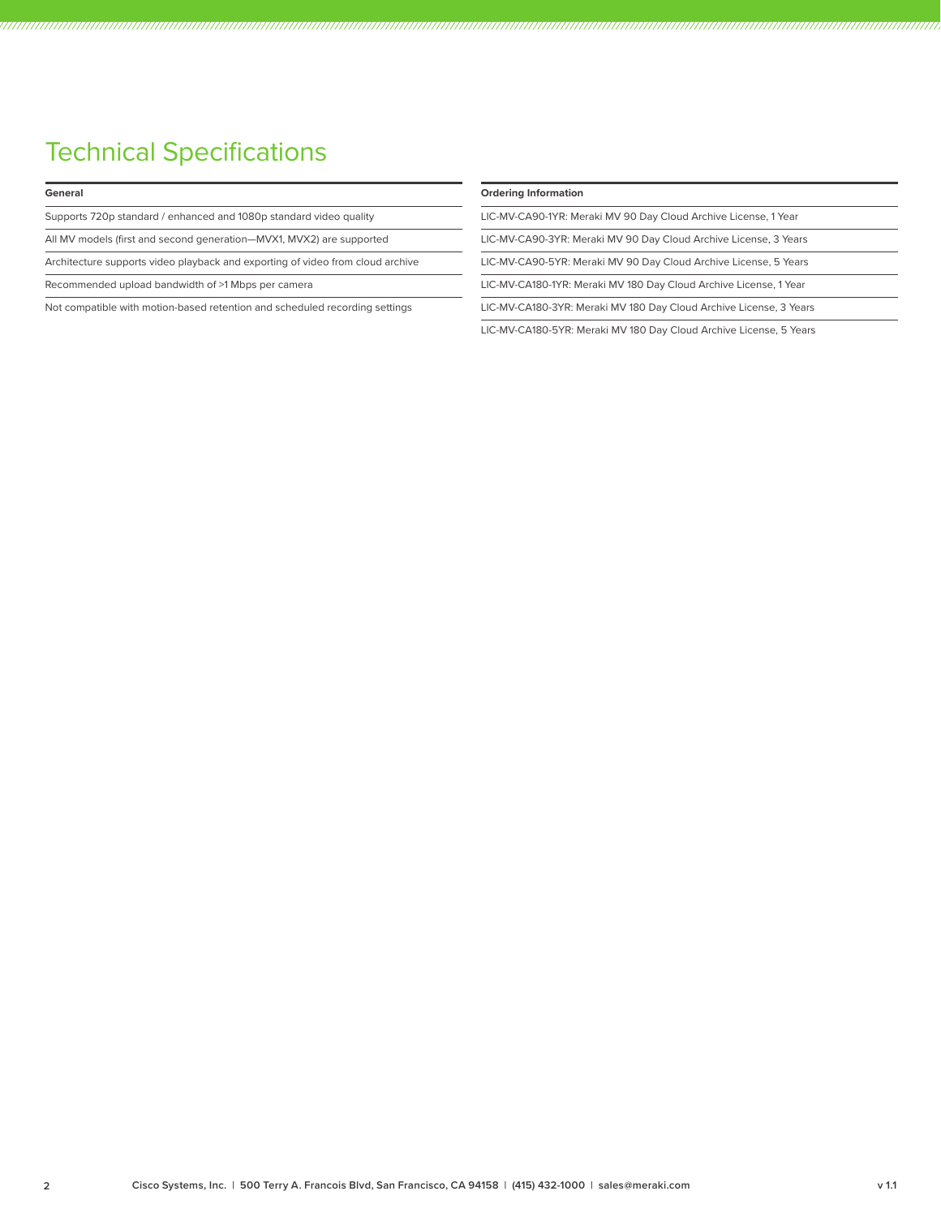# Technical Specifications

| General |
| --- |
| Supports 720p standard / enhanced and 1080p standard video quality |
| All MV models (first and second generation—MVX1, MVX2) are supported |
| Architecture supports video playback and exporting of video from cloud archive |
| Recommended upload bandwidth of >1 Mbps per camera |
| Not compatible with motion-based retention and scheduled recording settings |

| Ordering Information |
| --- |
| LIC-MV-CA90-1YR: Meraki MV 90 Day Cloud Archive License, 1 Year |
| LIC-MV-CA90-3YR: Meraki MV 90 Day Cloud Archive License, 3 Years |
| LIC-MV-CA90-5YR: Meraki MV 90 Day Cloud Archive License, 5 Years |
| LIC-MV-CA180-1YR: Meraki MV 180 Day Cloud Archive License, 1 Year |
| LIC-MV-CA180-3YR: Meraki MV 180 Day Cloud Archive License, 3 Years |
| LIC-MV-CA180-5YR: Meraki MV 180 Day Cloud Archive License, 5 Years |